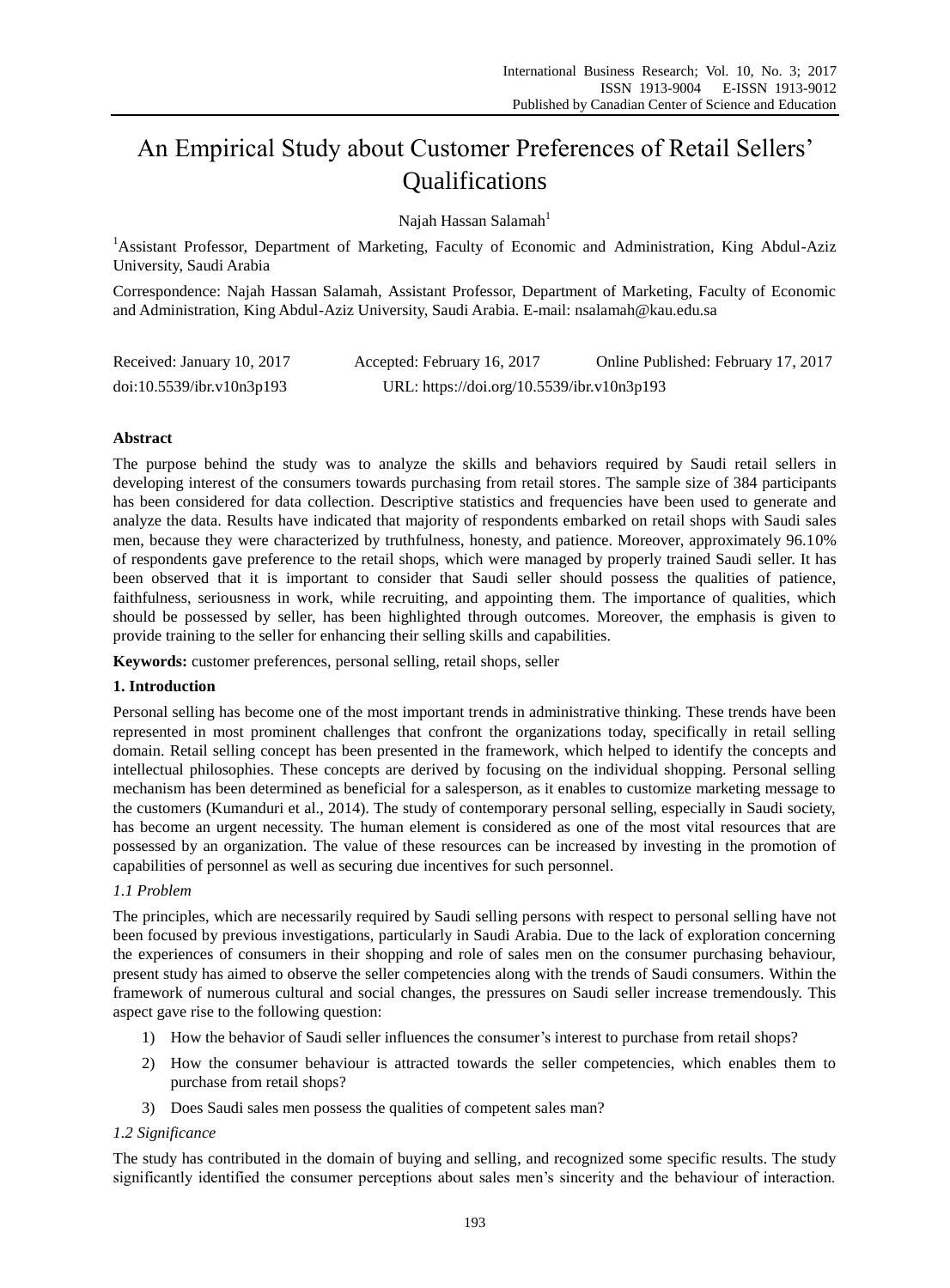# An Empirical Study about Customer Preferences of Retail Sellers' Qualifications

Najah Hassan Salamah[1]

[1]Assistant Professor, Department of Marketing, Faculty of Economic and Administration, King Abdul-Aziz University, Saudi Arabia

Correspondence: Najah Hassan Salamah, Assistant Professor, Department of Marketing, Faculty of Economic and Administration, King Abdul-Aziz University, Saudi Arabia. E-mail: nsalamah@kau.edu.sa

Received: January 10, 2017 Accepted: February 16, 2017 Online Published: February 17, 2017

doi:10.5539/ibr.v10n3p193 URL: https://doi.org/10.5539/ibr.v10n3p193

**Abstract**

The purpose behind the study was to analyze the skills and behaviors required by Saudi retail sellers in developing interest of the consumers towards purchasing from retail stores. The sample size of 384 participants has been considered for data collection. Descriptive statistics and frequencies have been used to generate and analyze the data. Results have indicated that majority of respondents embarked on retail shops with Saudi sales men, because they were characterized by truthfulness, honesty, and patience. Moreover, approximately 96.10% of respondents gave preference to the retail shops, which were managed by properly trained Saudi seller. It has been observed that it is important to consider that Saudi seller should possess the qualities of patience, faithfulness, seriousness in work, while recruiting, and appointing them. The importance of qualities, which should be possessed by seller, has been highlighted through outcomes. Moreover, the emphasis is given to provide training to the seller for enhancing their selling skills and capabilities.

**Keywords:** customer preferences, personal selling, retail shops, seller

## 1. Introduction

Personal selling has become one of the most important trends in administrative thinking. These trends have been represented in most prominent challenges that confront the organizations today, specifically in retail selling domain. Retail selling concept has been presented in the framework, which helped to identify the concepts and intellectual philosophies. These concepts are derived by focusing on the individual shopping. Personal selling mechanism has been determined as beneficial for a salesperson, as it enables to customize marketing message to the customers (Kumanduri et al., 2014). The study of contemporary personal selling, especially in Saudi society, has become an urgent necessity. The human element is considered as one of the most vital resources that are possessed by an organization. The value of these resources can be increased by investing in the promotion of capabilities of personnel as well as securing due incentives for such personnel.

### *1.1 Problem*

The principles, which are necessarily required by Saudi selling persons with respect to personal selling have not been focused by previous investigations, particularly in Saudi Arabia. Due to the lack of exploration concerning the experiences of consumers in their shopping and role of sales men on the consumer purchasing behaviour, present study has aimed to observe the seller competencies along with the trends of Saudi consumers. Within the framework of numerous cultural and social changes, the pressures on Saudi seller increase tremendously. This aspect gave rise to the following question:

1) How the behavior of Saudi seller influences the consumer's interest to purchase from retail shops?
2) How the consumer behaviour is attracted towards the seller competencies, which enables them to purchase from retail shops?
3) Does Saudi sales men possess the qualities of competent sales man?

### *1.2 Significance*

The study has contributed in the domain of buying and selling, and recognized some specific results. The study significantly identified the consumer perceptions about sales men's sincerity and the behaviour of interaction.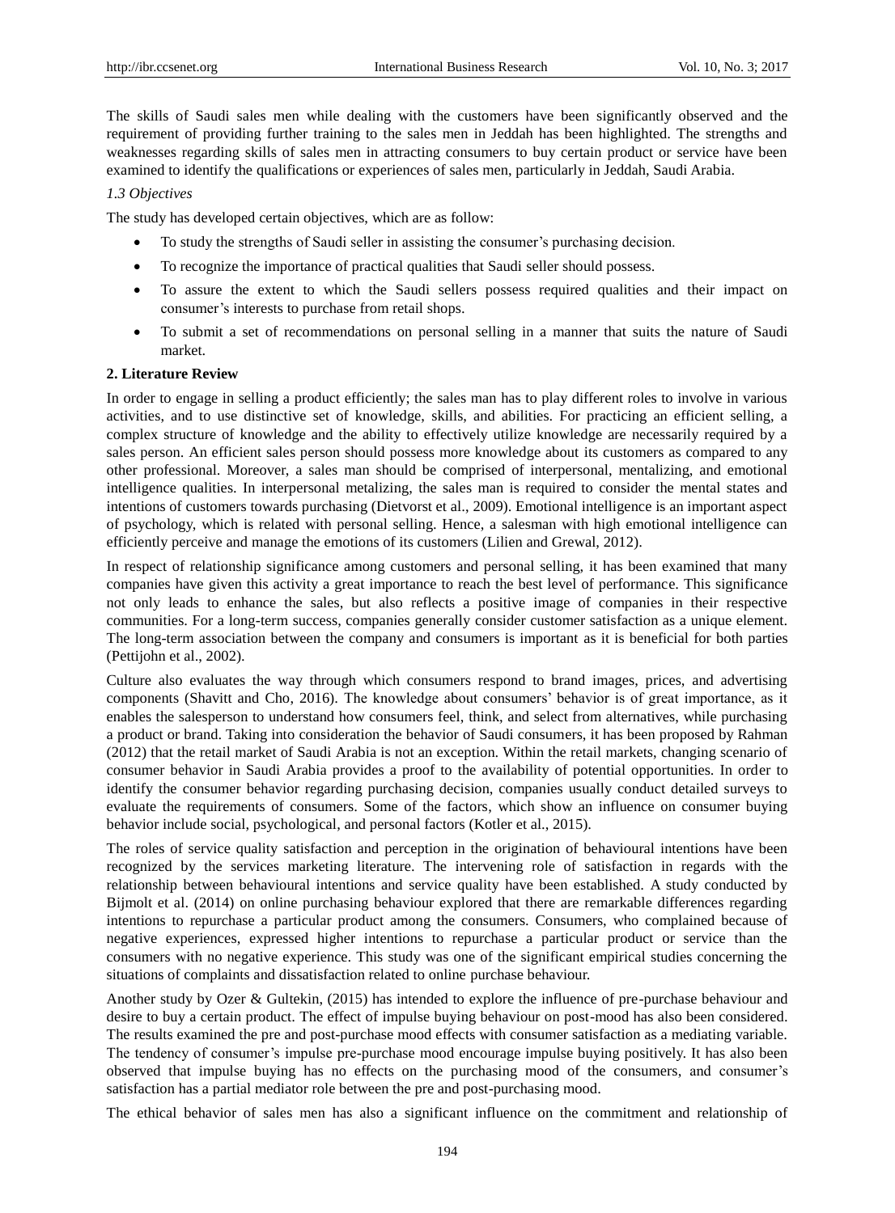The skills of Saudi sales men while dealing with the customers have been significantly observed and the requirement of providing further training to the sales men in Jeddah has been highlighted. The strengths and weaknesses regarding skills of sales men in attracting consumers to buy certain product or service have been examined to identify the qualifications or experiences of sales men, particularly in Jeddah, Saudi Arabia.

### *1.3 Objectives*

The study has developed certain objectives, which are as follow:

- To study the strengths of Saudi seller in assisting the consumer's purchasing decision.
- To recognize the importance of practical qualities that Saudi seller should possess.
- To assure the extent to which the Saudi sellers possess required qualities and their impact on consumer's interests to purchase from retail shops.
- To submit a set of recommendations on personal selling in a manner that suits the nature of Saudi market.

## 2. Literature Review

In order to engage in selling a product efficiently; the sales man has to play different roles to involve in various activities, and to use distinctive set of knowledge, skills, and abilities. For practicing an efficient selling, a complex structure of knowledge and the ability to effectively utilize knowledge are necessarily required by a sales person. An efficient sales person should possess more knowledge about its customers as compared to any other professional. Moreover, a sales man should be comprised of interpersonal, mentalizing, and emotional intelligence qualities. In interpersonal metalizing, the sales man is required to consider the mental states and intentions of customers towards purchasing (Dietvorst et al., 2009). Emotional intelligence is an important aspect of psychology, which is related with personal selling. Hence, a salesman with high emotional intelligence can efficiently perceive and manage the emotions of its customers (Lilien and Grewal, 2012).

In respect of relationship significance among customers and personal selling, it has been examined that many companies have given this activity a great importance to reach the best level of performance. This significance not only leads to enhance the sales, but also reflects a positive image of companies in their respective communities. For a long-term success, companies generally consider customer satisfaction as a unique element. The long-term association between the company and consumers is important as it is beneficial for both parties (Pettijohn et al., 2002).

Culture also evaluates the way through which consumers respond to brand images, prices, and advertising components (Shavitt and Cho, 2016). The knowledge about consumers' behavior is of great importance, as it enables the salesperson to understand how consumers feel, think, and select from alternatives, while purchasing a product or brand. Taking into consideration the behavior of Saudi consumers, it has been proposed by Rahman (2012) that the retail market of Saudi Arabia is not an exception. Within the retail markets, changing scenario of consumer behavior in Saudi Arabia provides a proof to the availability of potential opportunities. In order to identify the consumer behavior regarding purchasing decision, companies usually conduct detailed surveys to evaluate the requirements of consumers. Some of the factors, which show an influence on consumer buying behavior include social, psychological, and personal factors (Kotler et al., 2015).

The roles of service quality satisfaction and perception in the origination of behavioural intentions have been recognized by the services marketing literature. The intervening role of satisfaction in regards with the relationship between behavioural intentions and service quality have been established. A study conducted by Bijmolt et al. (2014) on online purchasing behaviour explored that there are remarkable differences regarding intentions to repurchase a particular product among the consumers. Consumers, who complained because of negative experiences, expressed higher intentions to repurchase a particular product or service than the consumers with no negative experience. This study was one of the significant empirical studies concerning the situations of complaints and dissatisfaction related to online purchase behaviour.

Another study by Ozer & Gultekin, (2015) has intended to explore the influence of pre-purchase behaviour and desire to buy a certain product. The effect of impulse buying behaviour on post-mood has also been considered. The results examined the pre and post-purchase mood effects with consumer satisfaction as a mediating variable. The tendency of consumer's impulse pre-purchase mood encourage impulse buying positively. It has also been observed that impulse buying has no effects on the purchasing mood of the consumers, and consumer's satisfaction has a partial mediator role between the pre and post-purchasing mood.

The ethical behavior of sales men has also a significant influence on the commitment and relationship of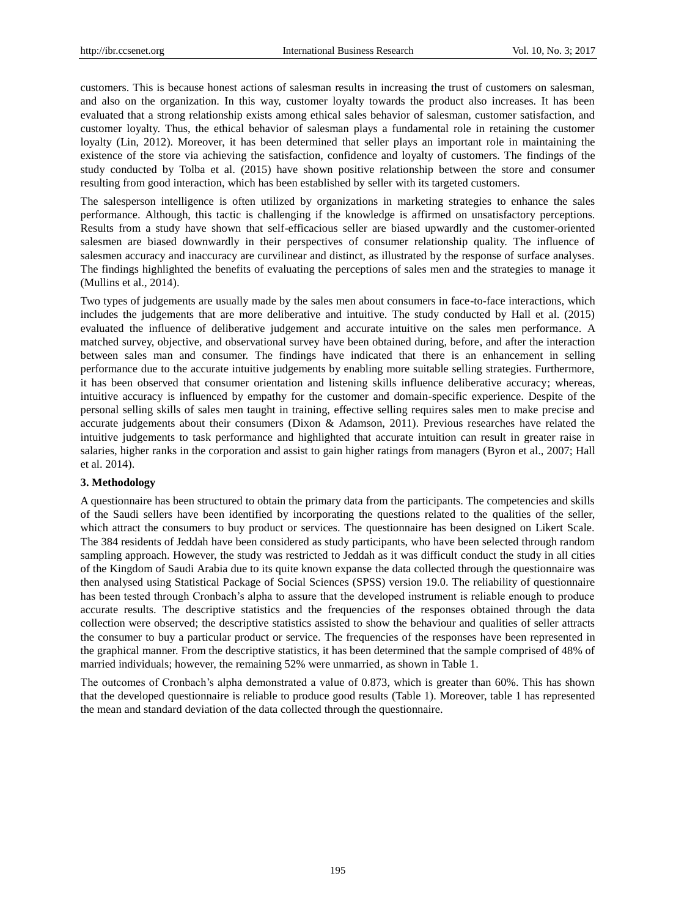customers. This is because honest actions of salesman results in increasing the trust of customers on salesman, and also on the organization. In this way, customer loyalty towards the product also increases. It has been evaluated that a strong relationship exists among ethical sales behavior of salesman, customer satisfaction, and customer loyalty. Thus, the ethical behavior of salesman plays a fundamental role in retaining the customer loyalty (Lin, 2012). Moreover, it has been determined that seller plays an important role in maintaining the existence of the store via achieving the satisfaction, confidence and loyalty of customers. The findings of the study conducted by Tolba et al. (2015) have shown positive relationship between the store and consumer resulting from good interaction, which has been established by seller with its targeted customers.

The salesperson intelligence is often utilized by organizations in marketing strategies to enhance the sales performance. Although, this tactic is challenging if the knowledge is affirmed on unsatisfactory perceptions. Results from a study have shown that self-efficacious seller are biased upwardly and the customer-oriented salesmen are biased downwardly in their perspectives of consumer relationship quality. The influence of salesmen accuracy and inaccuracy are curvilinear and distinct, as illustrated by the response of surface analyses. The findings highlighted the benefits of evaluating the perceptions of sales men and the strategies to manage it (Mullins et al., 2014).

Two types of judgements are usually made by the sales men about consumers in face-to-face interactions, which includes the judgements that are more deliberative and intuitive. The study conducted by Hall et al. (2015) evaluated the influence of deliberative judgement and accurate intuitive on the sales men performance. A matched survey, objective, and observational survey have been obtained during, before, and after the interaction between sales man and consumer. The findings have indicated that there is an enhancement in selling performance due to the accurate intuitive judgements by enabling more suitable selling strategies. Furthermore, it has been observed that consumer orientation and listening skills influence deliberative accuracy; whereas, intuitive accuracy is influenced by empathy for the customer and domain-specific experience. Despite of the personal selling skills of sales men taught in training, effective selling requires sales men to make precise and accurate judgements about their consumers (Dixon & Adamson, 2011). Previous researches have related the intuitive judgements to task performance and highlighted that accurate intuition can result in greater raise in salaries, higher ranks in the corporation and assist to gain higher ratings from managers (Byron et al., 2007; Hall et al. 2014).

## 3. Methodology

A questionnaire has been structured to obtain the primary data from the participants. The competencies and skills of the Saudi sellers have been identified by incorporating the questions related to the qualities of the seller, which attract the consumers to buy product or services. The questionnaire has been designed on Likert Scale. The 384 residents of Jeddah have been considered as study participants, who have been selected through random sampling approach. However, the study was restricted to Jeddah as it was difficult conduct the study in all cities of the Kingdom of Saudi Arabia due to its quite known expanse the data collected through the questionnaire was then analysed using Statistical Package of Social Sciences (SPSS) version 19.0. The reliability of questionnaire has been tested through Cronbach's alpha to assure that the developed instrument is reliable enough to produce accurate results. The descriptive statistics and the frequencies of the responses obtained through the data collection were observed; the descriptive statistics assisted to show the behaviour and qualities of seller attracts the consumer to buy a particular product or service. The frequencies of the responses have been represented in the graphical manner. From the descriptive statistics, it has been determined that the sample comprised of 48% of married individuals; however, the remaining 52% were unmarried, as shown in Table 1.

The outcomes of Cronbach's alpha demonstrated a value of 0.873, which is greater than 60%. This has shown that the developed questionnaire is reliable to produce good results (Table 1). Moreover, table 1 has represented the mean and standard deviation of the data collected through the questionnaire.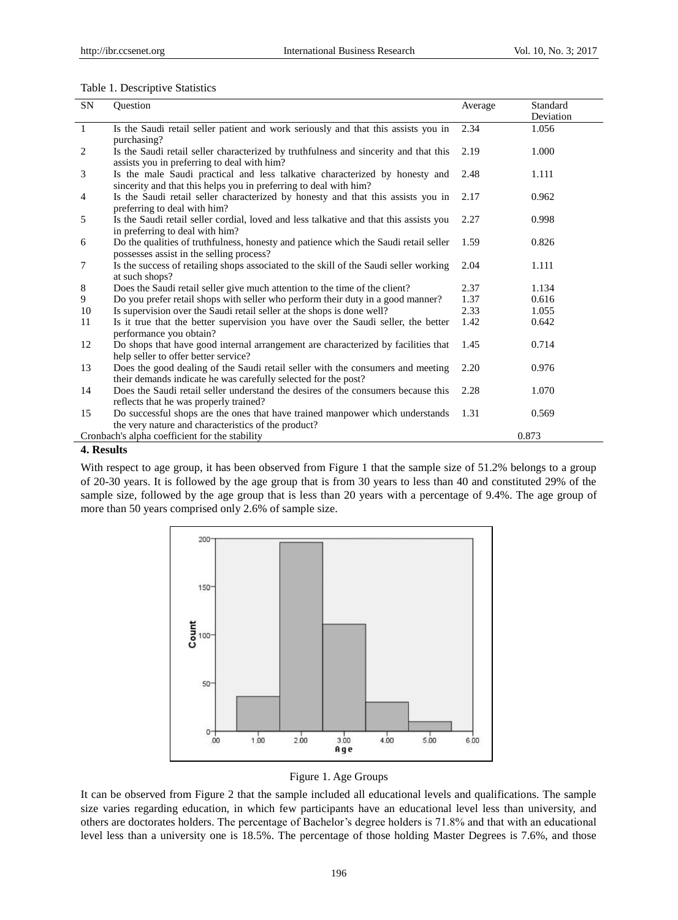Table 1. Descriptive Statistics

| SN | Question | Average | Standard Deviation |
|---|---|---|---|
| 1 | Is the Saudi retail seller patient and work seriously and that this assists you in purchasing? | 2.34 | 1.056 |
| 2 | Is the Saudi retail seller characterized by truthfulness and sincerity and that this assists you in preferring to deal with him? | 2.19 | 1.000 |
| 3 | Is the male Saudi practical and less talkative characterized by honesty and sincerity and that this helps you in preferring to deal with him? | 2.48 | 1.111 |
| 4 | Is the Saudi retail seller characterized by honesty and that this assists you in preferring to deal with him? | 2.17 | 0.962 |
| 5 | Is the Saudi retail seller cordial, loved and less talkative and that this assists you in preferring to deal with him? | 2.27 | 0.998 |
| 6 | Do the qualities of truthfulness, honesty and patience which the Saudi retail seller possesses assist in the selling process? | 1.59 | 0.826 |
| 7 | Is the success of retailing shops associated to the skill of the Saudi seller working at such shops? | 2.04 | 1.111 |
| 8 | Does the Saudi retail seller give much attention to the time of the client? | 2.37 | 1.134 |
| 9 | Do you prefer retail shops with seller who perform their duty in a good manner? | 1.37 | 0.616 |
| 10 | Is supervision over the Saudi retail seller at the shops is done well? | 2.33 | 1.055 |
| 11 | Is it true that the better supervision you have over the Saudi seller, the better performance you obtain? | 1.42 | 0.642 |
| 12 | Do shops that have good internal arrangement are characterized by facilities that help seller to offer better service? | 1.45 | 0.714 |
| 13 | Does the good dealing of the Saudi retail seller with the consumers and meeting their demands indicate he was carefully selected for the post? | 2.20 | 0.976 |
| 14 | Does the Saudi retail seller understand the desires of the consumers because this reflects that he was properly trained? | 2.28 | 1.070 |
| 15 | Do successful shops are the ones that have trained manpower which understands the very nature and characteristics of the product? | 1.31 | 0.569 |
| Cronbach's alpha coefficient for the stability | | | 0.873 |

## 4. Results

With respect to age group, it has been observed from Figure 1 that the sample size of 51.2% belongs to a group of 20-30 years. It is followed by the age group that is from 30 years to less than 40 and constituted 29% of the sample size, followed by the age group that is less than 20 years with a percentage of 9.4%. The age group of more than 50 years comprised only 2.6% of sample size.

Figure 1. Age Groups

It can be observed from Figure 2 that the sample included all educational levels and qualifications. The sample size varies regarding education, in which few participants have an educational level less than university, and others are doctorates holders. The percentage of Bachelor's degree holders is 71.8% and that with an educational level less than a university one is 18.5%. The percentage of those holding Master Degrees is 7.6%, and those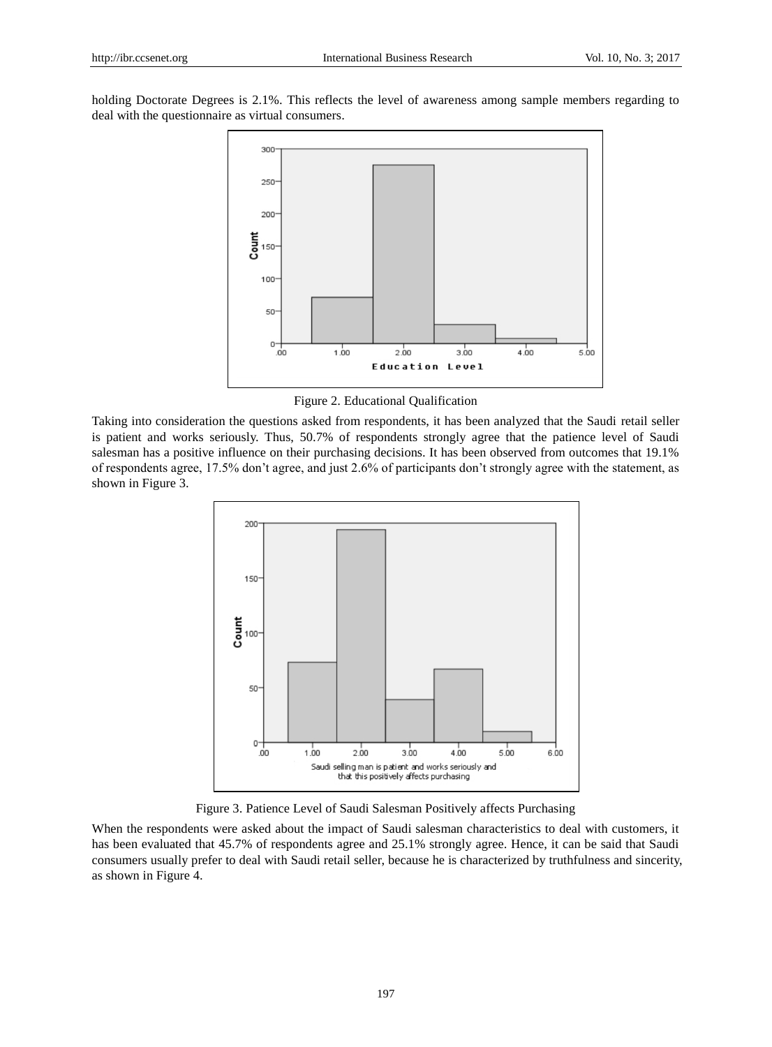holding Doctorate Degrees is 2.1%. This reflects the level of awareness among sample members regarding to deal with the questionnaire as virtual consumers.

Figure 2. Educational Qualification

Taking into consideration the questions asked from respondents, it has been analyzed that the Saudi retail seller is patient and works seriously. Thus, 50.7% of respondents strongly agree that the patience level of Saudi salesman has a positive influence on their purchasing decisions. It has been observed from outcomes that 19.1% of respondents agree, 17.5% don't agree, and just 2.6% of participants don't strongly agree with the statement, as shown in Figure 3.

Figure 3. Patience Level of Saudi Salesman Positively affects Purchasing

When the respondents were asked about the impact of Saudi salesman characteristics to deal with customers, it has been evaluated that 45.7% of respondents agree and 25.1% strongly agree. Hence, it can be said that Saudi consumers usually prefer to deal with Saudi retail seller, because he is characterized by truthfulness and sincerity, as shown in Figure 4.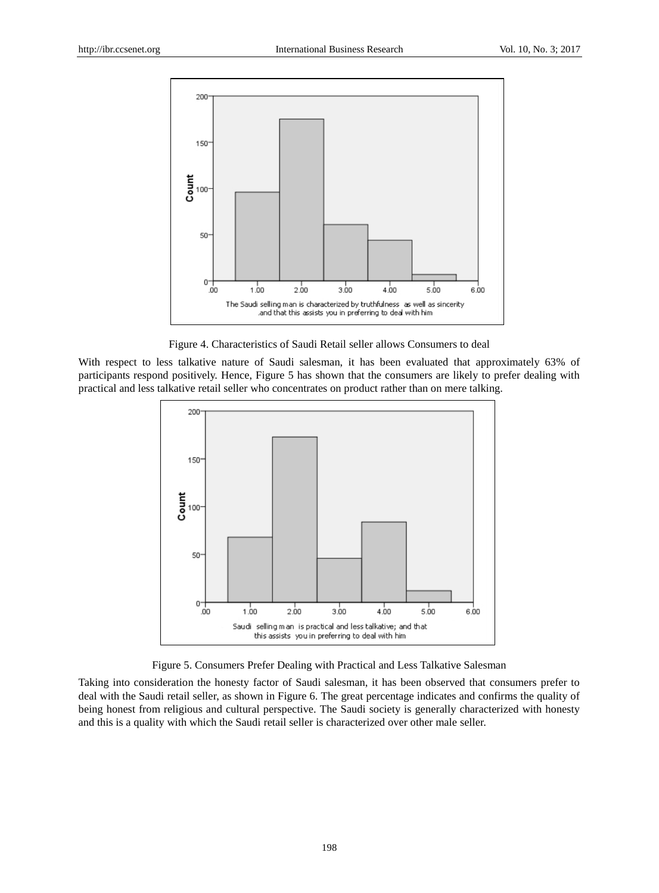Figure 4. Characteristics of Saudi Retail seller allows Consumers to deal

With respect to less talkative nature of Saudi salesman, it has been evaluated that approximately 63% of participants respond positively. Hence, Figure 5 has shown that the consumers are likely to prefer dealing with practical and less talkative retail seller who concentrates on product rather than on mere talking.

Figure 5. Consumers Prefer Dealing with Practical and Less Talkative Salesman

Taking into consideration the honesty factor of Saudi salesman, it has been observed that consumers prefer to deal with the Saudi retail seller, as shown in Figure 6. The great percentage indicates and confirms the quality of being honest from religious and cultural perspective. The Saudi society is generally characterized with honesty and this is a quality with which the Saudi retail seller is characterized over other male seller.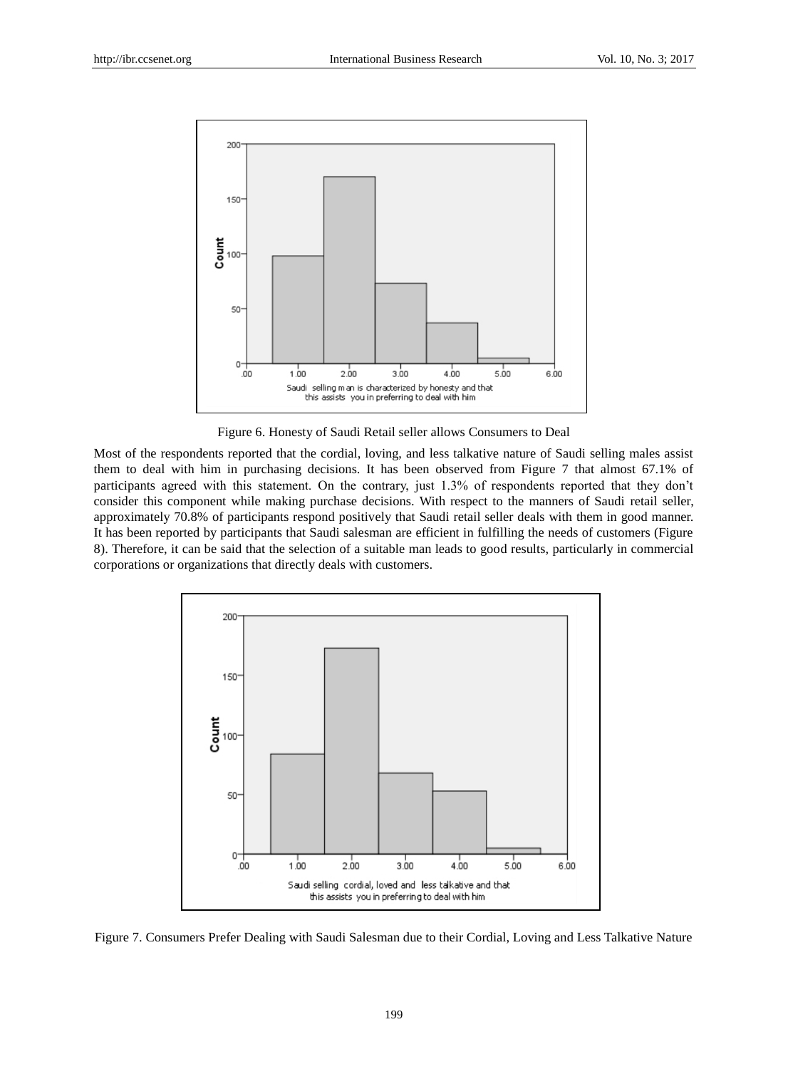Figure 6. Honesty of Saudi Retail seller allows Consumers to Deal

Most of the respondents reported that the cordial, loving, and less talkative nature of Saudi selling males assist them to deal with him in purchasing decisions. It has been observed from Figure 7 that almost 67.1% of participants agreed with this statement. On the contrary, just 1.3% of respondents reported that they don't consider this component while making purchase decisions. With respect to the manners of Saudi retail seller, approximately 70.8% of participants respond positively that Saudi retail seller deals with them in good manner. It has been reported by participants that Saudi salesman are efficient in fulfilling the needs of customers (Figure 8). Therefore, it can be said that the selection of a suitable man leads to good results, particularly in commercial corporations or organizations that directly deals with customers.

Figure 7. Consumers Prefer Dealing with Saudi Salesman due to their Cordial, Loving and Less Talkative Nature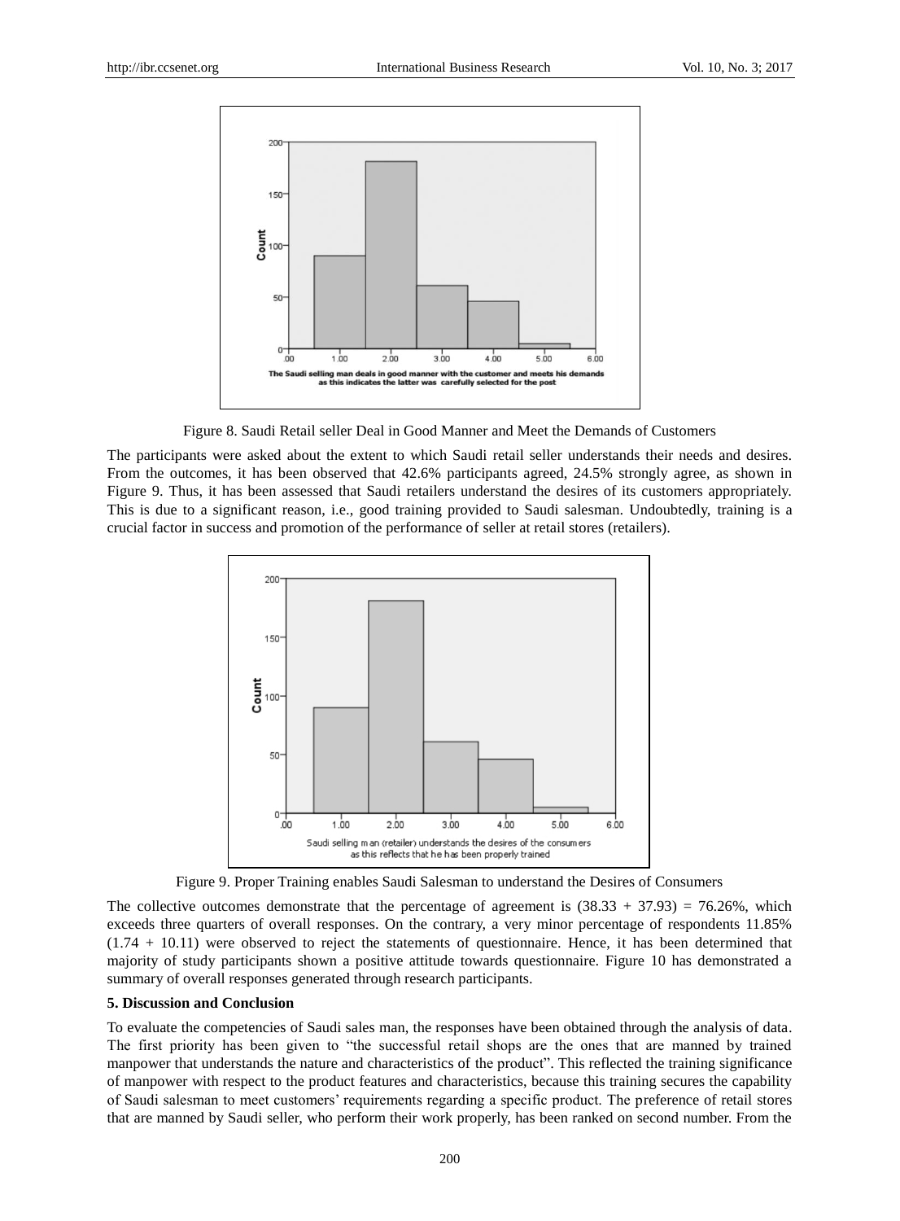Figure 8. Saudi Retail seller Deal in Good Manner and Meet the Demands of Customers

The participants were asked about the extent to which Saudi retail seller understands their needs and desires. From the outcomes, it has been observed that 42.6% participants agreed, 24.5% strongly agree, as shown in Figure 9. Thus, it has been assessed that Saudi retailers understand the desires of its customers appropriately. This is due to a significant reason, i.e., good training provided to Saudi salesman. Undoubtedly, training is a crucial factor in success and promotion of the performance of seller at retail stores (retailers).

Figure 9. Proper Training enables Saudi Salesman to understand the Desires of Consumers

The collective outcomes demonstrate that the percentage of agreement is (38.33 + 37.93) = 76.26%, which exceeds three quarters of overall responses. On the contrary, a very minor percentage of respondents 11.85% (1.74 + 10.11) were observed to reject the statements of questionnaire. Hence, it has been determined that majority of study participants shown a positive attitude towards questionnaire. Figure 10 has demonstrated a summary of overall responses generated through research participants.

## 5. Discussion and Conclusion

To evaluate the competencies of Saudi sales man, the responses have been obtained through the analysis of data. The first priority has been given to "the successful retail shops are the ones that are manned by trained manpower that understands the nature and characteristics of the product". This reflected the training significance of manpower with respect to the product features and characteristics, because this training secures the capability of Saudi salesman to meet customers' requirements regarding a specific product. The preference of retail stores that are manned by Saudi seller, who perform their work properly, has been ranked on second number. From the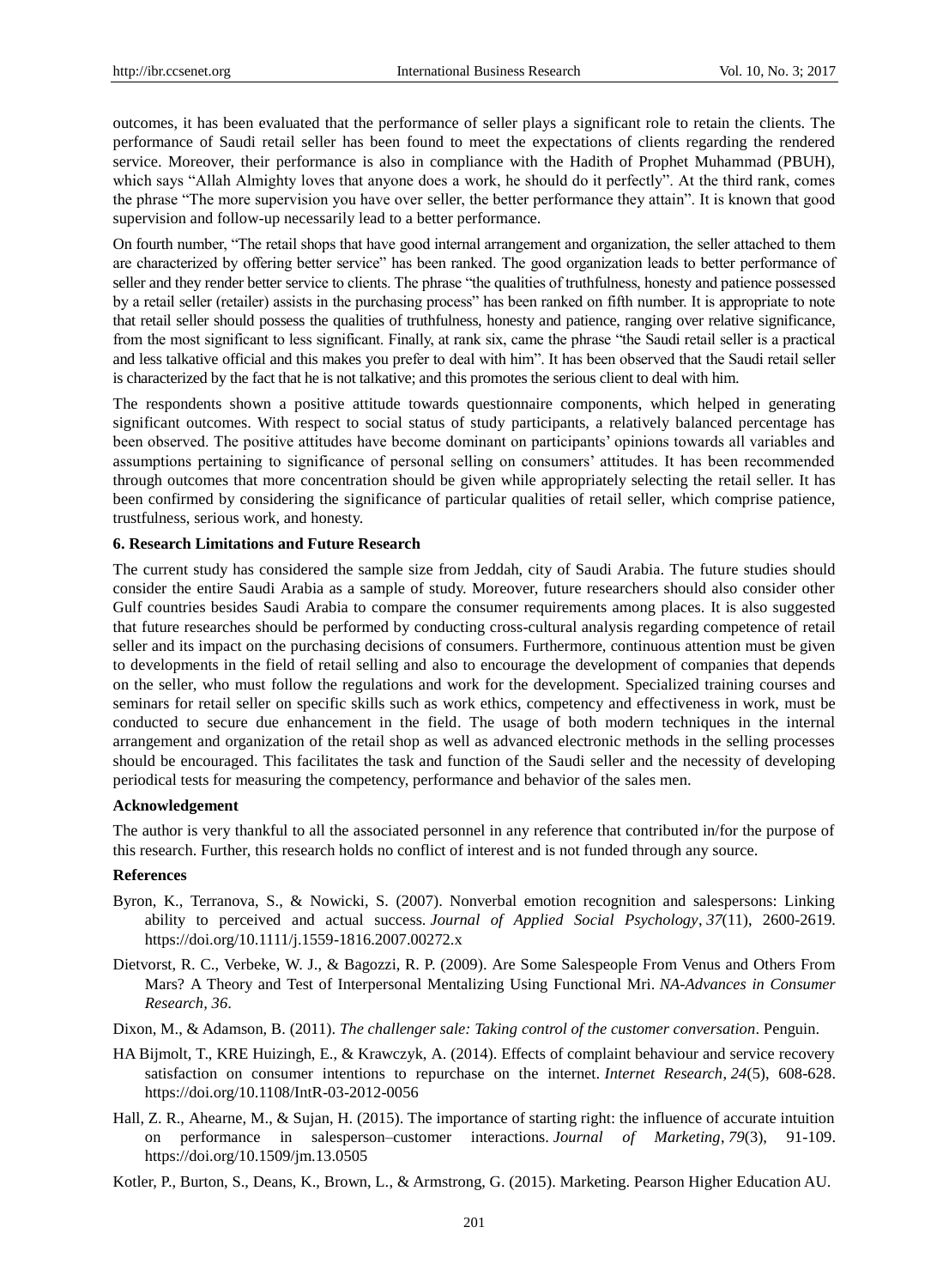outcomes, it has been evaluated that the performance of seller plays a significant role to retain the clients. The performance of Saudi retail seller has been found to meet the expectations of clients regarding the rendered service. Moreover, their performance is also in compliance with the Hadith of Prophet Muhammad (PBUH), which says "Allah Almighty loves that anyone does a work, he should do it perfectly". At the third rank, comes the phrase "The more supervision you have over seller, the better performance they attain". It is known that good supervision and follow-up necessarily lead to a better performance.

On fourth number, "The retail shops that have good internal arrangement and organization, the seller attached to them are characterized by offering better service" has been ranked. The good organization leads to better performance of seller and they render better service to clients. The phrase "the qualities of truthfulness, honesty and patience possessed by a retail seller (retailer) assists in the purchasing process" has been ranked on fifth number. It is appropriate to note that retail seller should possess the qualities of truthfulness, honesty and patience, ranging over relative significance, from the most significant to less significant. Finally, at rank six, came the phrase "the Saudi retail seller is a practical and less talkative official and this makes you prefer to deal with him". It has been observed that the Saudi retail seller is characterized by the fact that he is not talkative; and this promotes the serious client to deal with him.

The respondents shown a positive attitude towards questionnaire components, which helped in generating significant outcomes. With respect to social status of study participants, a relatively balanced percentage has been observed. The positive attitudes have become dominant on participants' opinions towards all variables and assumptions pertaining to significance of personal selling on consumers' attitudes. It has been recommended through outcomes that more concentration should be given while appropriately selecting the retail seller. It has been confirmed by considering the significance of particular qualities of retail seller, which comprise patience, trustfulness, serious work, and honesty.

## 6. Research Limitations and Future Research

The current study has considered the sample size from Jeddah, city of Saudi Arabia. The future studies should consider the entire Saudi Arabia as a sample of study. Moreover, future researchers should also consider other Gulf countries besides Saudi Arabia to compare the consumer requirements among places. It is also suggested that future researches should be performed by conducting cross-cultural analysis regarding competence of retail seller and its impact on the purchasing decisions of consumers. Furthermore, continuous attention must be given to developments in the field of retail selling and also to encourage the development of companies that depends on the seller, who must follow the regulations and work for the development. Specialized training courses and seminars for retail seller on specific skills such as work ethics, competency and effectiveness in work, must be conducted to secure due enhancement in the field. The usage of both modern techniques in the internal arrangement and organization of the retail shop as well as advanced electronic methods in the selling processes should be encouraged. This facilitates the task and function of the Saudi seller and the necessity of developing periodical tests for measuring the competency, performance and behavior of the sales men.

## Acknowledgement

The author is very thankful to all the associated personnel in any reference that contributed in/for the purpose of this research. Further, this research holds no conflict of interest and is not funded through any source.

## References

Byron, K., Terranova, S., & Nowicki, S. (2007). Nonverbal emotion recognition and salespersons: Linking ability to perceived and actual success. *Journal of Applied Social Psychology*, *37*(11), 2600-2619. https://doi.org/10.1111/j.1559-1816.2007.00272.x

Dietvorst, R. C., Verbeke, W. J., & Bagozzi, R. P. (2009). Are Some Salespeople From Venus and Others From Mars? A Theory and Test of Interpersonal Mentalizing Using Functional Mri. *NA-Advances in Consumer Research*, *36*.

Dixon, M., & Adamson, B. (2011). *The challenger sale: Taking control of the customer conversation*. Penguin.

HA Bijmolt, T., KRE Huizingh, E., & Krawczyk, A. (2014). Effects of complaint behaviour and service recovery satisfaction on consumer intentions to repurchase on the internet. *Internet Research*, *24*(5), 608-628. https://doi.org/10.1108/IntR-03-2012-0056

Hall, Z. R., Ahearne, M., & Sujan, H. (2015). The importance of starting right: the influence of accurate intuition on performance in salesperson–customer interactions. *Journal of Marketing*, *79*(3), 91-109. https://doi.org/10.1509/jm.13.0505

Kotler, P., Burton, S., Deans, K., Brown, L., & Armstrong, G. (2015). Marketing. Pearson Higher Education AU.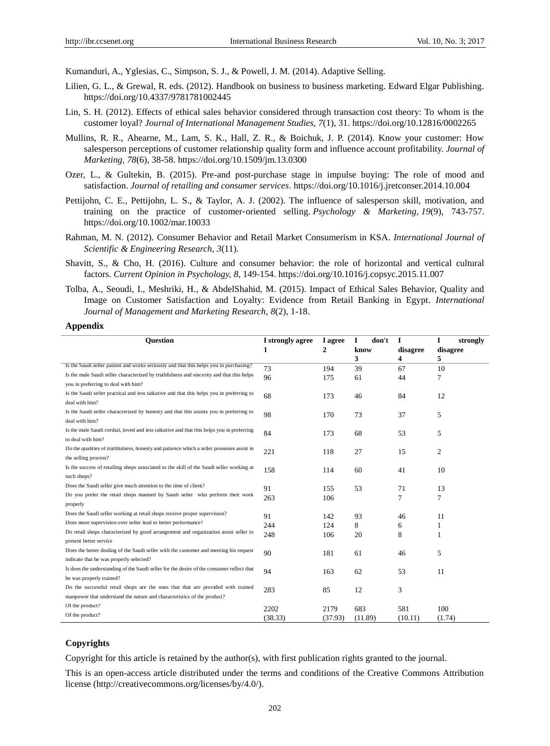Kumanduri, A., Yglesias, C., Simpson, S. J., & Powell, J. M. (2014). Adaptive Selling.

Lilien, G. L., & Grewal, R. eds. (2012). Handbook on business to business marketing. Edward Elgar Publishing. https://doi.org/10.4337/9781781002445

Lin, S. H. (2012). Effects of ethical sales behavior considered through transaction cost theory: To whom is the customer loyal? *Journal of International Management Studies, 7*(1), 31. https://doi.org/10.12816/0002265

Mullins, R. R., Ahearne, M., Lam, S. K., Hall, Z. R., & Boichuk, J. P. (2014). Know your customer: How salesperson perceptions of customer relationship quality form and influence account profitability. *Journal of Marketing*, *78*(6), 38-58. https://doi.org/10.1509/jm.13.0300

Ozer, L., & Gultekin, B. (2015). Pre-and post-purchase stage in impulse buying: The role of mood and satisfaction. *Journal of retailing and consumer services*. https://doi.org/10.1016/j.jretconser.2014.10.004

Pettijohn, C. E., Pettijohn, L. S., & Taylor, A. J. (2002). The influence of salesperson skill, motivation, and training on the practice of customer‐oriented selling. *Psychology & Marketing, 19*(9), 743-757. https://doi.org/10.1002/mar.10033

Rahman, M. N. (2012). Consumer Behavior and Retail Market Consumerism in KSA. *International Journal of Scientific & Engineering Research, 3*(11).

Shavitt, S., & Cho, H. (2016). Culture and consumer behavior: the role of horizontal and vertical cultural factors. *Current Opinion in Psychology, 8*, 149-154. https://doi.org/10.1016/j.copsyc.2015.11.007

Tolba, A., Seoudi, I., Meshriki, H., & AbdelShahid, M. (2015). Impact of Ethical Sales Behavior, Quality and Image on Customer Satisfaction and Loyalty: Evidence from Retail Banking in Egypt. *International Journal of Management and Marketing Research, 8*(2), 1-18.

## Appendix

| Question | I strongly agree 1 | I agree 2 | I don't know 3 | I disagree 4 | I strongly disagree 5 |
|---|---|---|---|---|---|
| Is the Saudi seller patient and works seriously and that this helps you in purchasing? | 73 | 194 | 39 | 67 | 10 |
| Is the male Saudi seller characterized by truthfulness and sincerity and that this helps you in preferring to deal with him? | 96 | 175 | 61 | 44 | 7 |
| Is the Saudi seller practical and less talkative and that this helps you in preferring to deal with him? | 68 | 173 | 46 | 84 | 12 |
| Is the Saudi seller characterized by honesty and that this assists you in preferring to deal with him? | 98 | 170 | 73 | 37 | 5 |
| Is the male Saudi cordial, loved and less talkative and that this helps you in preferring to deal with him? | 84 | 173 | 68 | 53 | 5 |
| Do the qualities of truthfulness, honesty and patience which a seller possesses assist in the selling process? | 221 | 118 | 27 | 15 | 2 |
| Is the success of retailing shops associated to the skill of the Saudi seller working at such shops? | 158 | 114 | 60 | 41 | 10 |
| Does the Saudi seller give much attention to the time of client? | 91 | 155 | 53 | 71 | 13 |
| Do you prefer the retail shops manned by Saudi seller who perform their work properly | 263 | 106 | | 7 | 7 |
| Does the Saudi seller working at retail shops receive proper supervision? | 91 | 142 | 93 | 46 | 11 |
| Does more supervision over seller lead to better performance? | 244 | 124 | 8 | 6 | 1 |
| Do retail shops characterized by good arrangement and organization assist seller to present better service | 248 | 106 | 20 | 8 | 1 |
| Does the better dealing of the Saudi seller with the customer and meeting his request indicate that he was properly selected? | 90 | 181 | 61 | 46 | 5 |
| Is does the understanding of the Saudi seller for the desire of the consumer reflect that he was properly trained? | 94 | 163 | 62 | 53 | 11 |
| Do the successful retail shops are the ones that that are provided with trained manpower that understand the nature and characteristics of the product? | 283 | 85 | 12 | 3 | |
| Of the product? Of the product? | 2202 (38.33) | 2179 (37.93) | 683 (11.89) | 581 (10.11) | 100 (1.74) |

### Copyrights

Copyright for this article is retained by the author(s), with first publication rights granted to the journal.

This is an open-access article distributed under the terms and conditions of the Creative Commons Attribution license (http://creativecommons.org/licenses/by/4.0/).